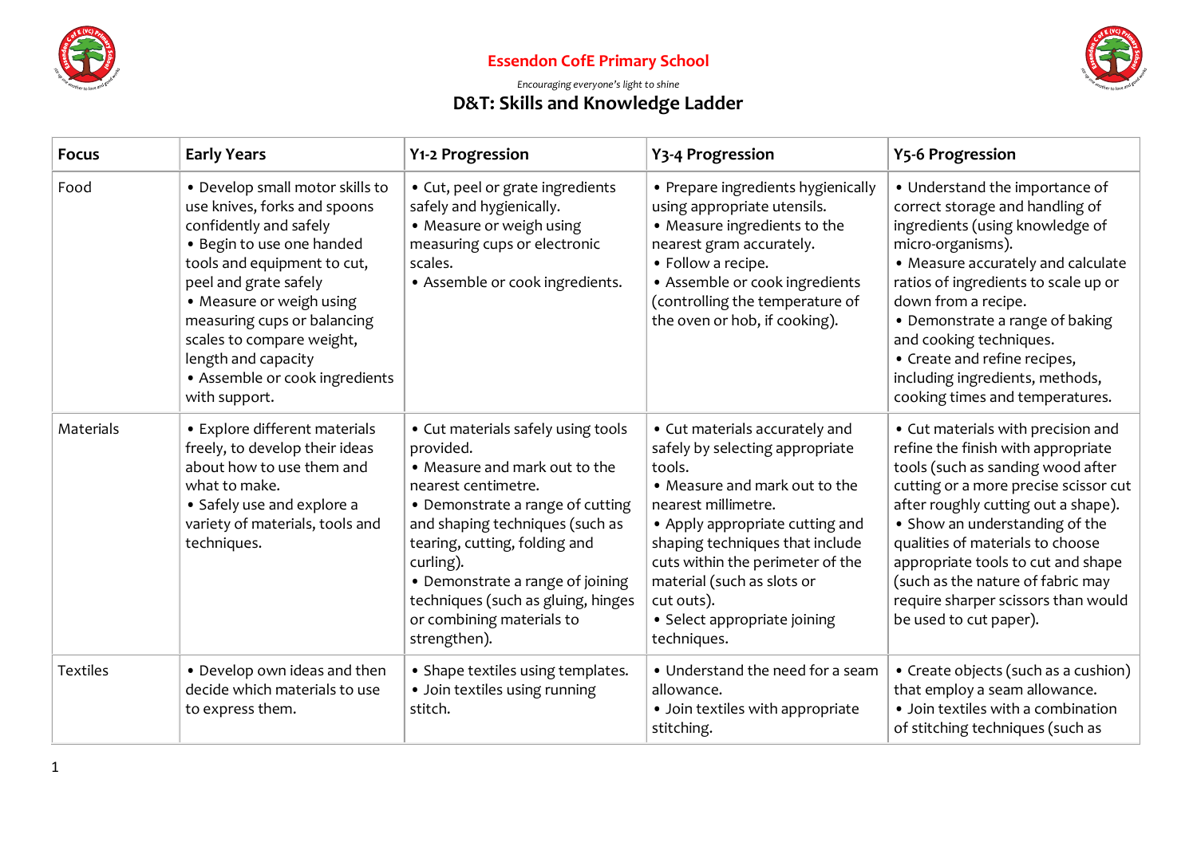**Essendon CofE Primary School**

*Encouraging everyone's light to shine*

# D&T: Skills and Knowledge Ladder

| Focus | Early Years | Y1-2 Progression | Y3-4 Progression | Y5-6 Progression |
|---|---|---|---|---|
| Food | • Develop small motor skills to use knives, forks and spoons confidently and safely<br>• Begin to use one handed tools and equipment to cut, peel and grate safely<br>• Measure or weigh using measuring cups or balancing scales to compare weight, length and capacity<br>• Assemble or cook ingredients with support. | • Cut, peel or grate ingredients safely and hygienically.<br>• Measure or weigh using measuring cups or electronic scales.<br>• Assemble or cook ingredients. | • Prepare ingredients hygienically using appropriate utensils.<br>• Measure ingredients to the nearest gram accurately.<br>• Follow a recipe.<br>• Assemble or cook ingredients (controlling the temperature of the oven or hob, if cooking). | • Understand the importance of correct storage and handling of ingredients (using knowledge of micro-organisms).<br>• Measure accurately and calculate ratios of ingredients to scale up or down from a recipe.<br>• Demonstrate a range of baking and cooking techniques.<br>• Create and refine recipes, including ingredients, methods, cooking times and temperatures. |
| Materials | • Explore different materials freely, to develop their ideas about how to use them and what to make.<br>• Safely use and explore a variety of materials, tools and techniques. | • Cut materials safely using tools provided.<br>• Measure and mark out to the nearest centimetre.<br>• Demonstrate a range of cutting and shaping techniques (such as tearing, cutting, folding and curling).<br>• Demonstrate a range of joining techniques (such as gluing, hinges or combining materials to strengthen). | • Cut materials accurately and safely by selecting appropriate tools.<br>• Measure and mark out to the nearest millimetre.<br>• Apply appropriate cutting and shaping techniques that include cuts within the perimeter of the material (such as slots or cut outs).<br>• Select appropriate joining techniques. | • Cut materials with precision and refine the finish with appropriate tools (such as sanding wood after cutting or a more precise scissor cut after roughly cutting out a shape).<br>• Show an understanding of the qualities of materials to choose appropriate tools to cut and shape (such as the nature of fabric may require sharper scissors than would be used to cut paper). |
| Textiles | • Develop own ideas and then decide which materials to use to express them. | • Shape textiles using templates.<br>• Join textiles using running stitch. | • Understand the need for a seam allowance.<br>• Join textiles with appropriate stitching. | • Create objects (such as a cushion) that employ a seam allowance.<br>• Join textiles with a combination of stitching techniques (such as |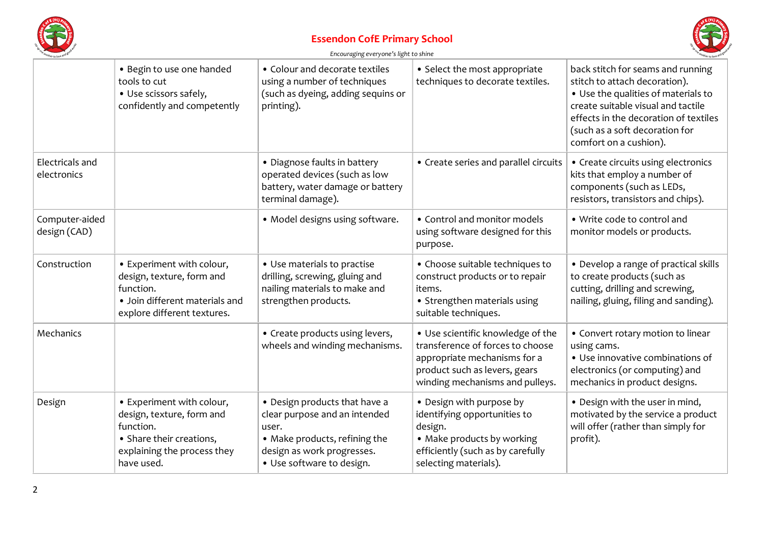|  |  |  |  |  |
|---|---|---|---|---|
|  | • Begin to use one handed tools to cut<br>• Use scissors safely, confidently and competently | • Colour and decorate textiles using a number of techniques (such as dyeing, adding sequins or printing). | • Select the most appropriate techniques to decorate textiles. | back stitch for seams and running stitch to attach decoration).<br>• Use the qualities of materials to create suitable visual and tactile effects in the decoration of textiles (such as a soft decoration for comfort on a cushion). |
| Electricals and electronics |  | • Diagnose faults in battery operated devices (such as low battery, water damage or battery terminal damage). | • Create series and parallel circuits | • Create circuits using electronics kits that employ a number of components (such as LEDs, resistors, transistors and chips). |
| Computer-aided design (CAD) |  | • Model designs using software. | • Control and monitor models using software designed for this purpose. | • Write code to control and monitor models or products. |
| Construction | • Experiment with colour, design, texture, form and function.<br>• Join different materials and explore different textures. | • Use materials to practise drilling, screwing, gluing and nailing materials to make and strengthen products. | • Choose suitable techniques to construct products or to repair items.<br>• Strengthen materials using suitable techniques. | • Develop a range of practical skills to create products (such as cutting, drilling and screwing, nailing, gluing, filing and sanding). |
| Mechanics |  | • Create products using levers, wheels and winding mechanisms. | • Use scientific knowledge of the transference of forces to choose appropriate mechanisms for a product such as levers, gears winding mechanisms and pulleys. | • Convert rotary motion to linear using cams.<br>• Use innovative combinations of electronics (or computing) and mechanics in product designs. |
| Design | • Experiment with colour, design, texture, form and function.<br>• Share their creations, explaining the process they have used. | • Design products that have a clear purpose and an intended user.<br>• Make products, refining the design as work progresses.<br>• Use software to design. | • Design with purpose by identifying opportunities to design.<br>• Make products by working efficiently (such as by carefully selecting materials). | • Design with the user in mind, motivated by the service a product will offer (rather than simply for profit). |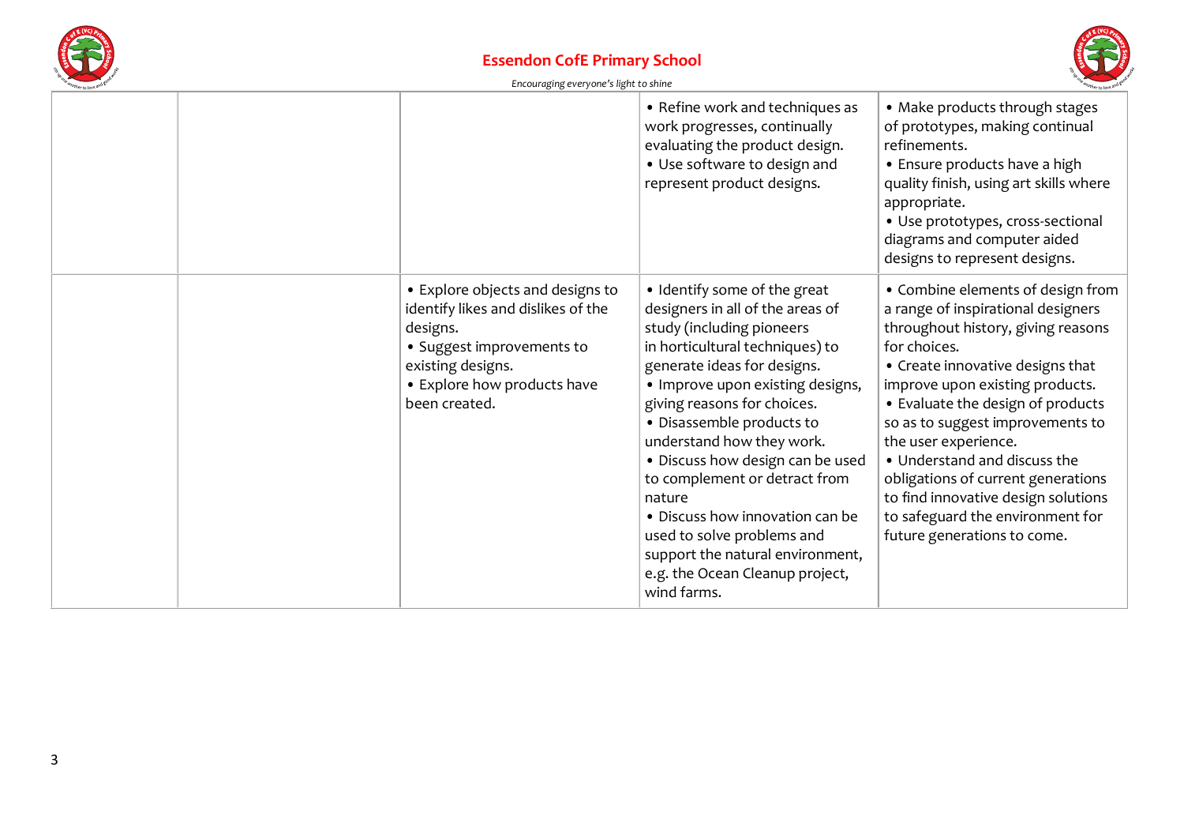| | | | | |
|---|---|---|---|---|
| | | | • Refine work and techniques as work progresses, continually evaluating the product design.<br>• Use software to design and represent product designs. | • Make products through stages of prototypes, making continual refinements.<br>• Ensure products have a high quality finish, using art skills where appropriate.<br>• Use prototypes, cross-sectional diagrams and computer aided designs to represent designs. |
| | | • Explore objects and designs to identify likes and dislikes of the designs.<br>• Suggest improvements to existing designs.<br>• Explore how products have been created. | • Identify some of the great designers in all of the areas of study (including pioneers in horticultural techniques) to generate ideas for designs.<br>• Improve upon existing designs, giving reasons for choices.<br>• Disassemble products to understand how they work.<br>• Discuss how design can be used to complement or detract from nature<br>• Discuss how innovation can be used to solve problems and support the natural environment, e.g. the Ocean Cleanup project, wind farms. | • Combine elements of design from a range of inspirational designers throughout history, giving reasons for choices.<br>• Create innovative designs that improve upon existing products.<br>• Evaluate the design of products so as to suggest improvements to the user experience.<br>• Understand and discuss the obligations of current generations to find innovative design solutions to safeguard the environment for future generations to come. |